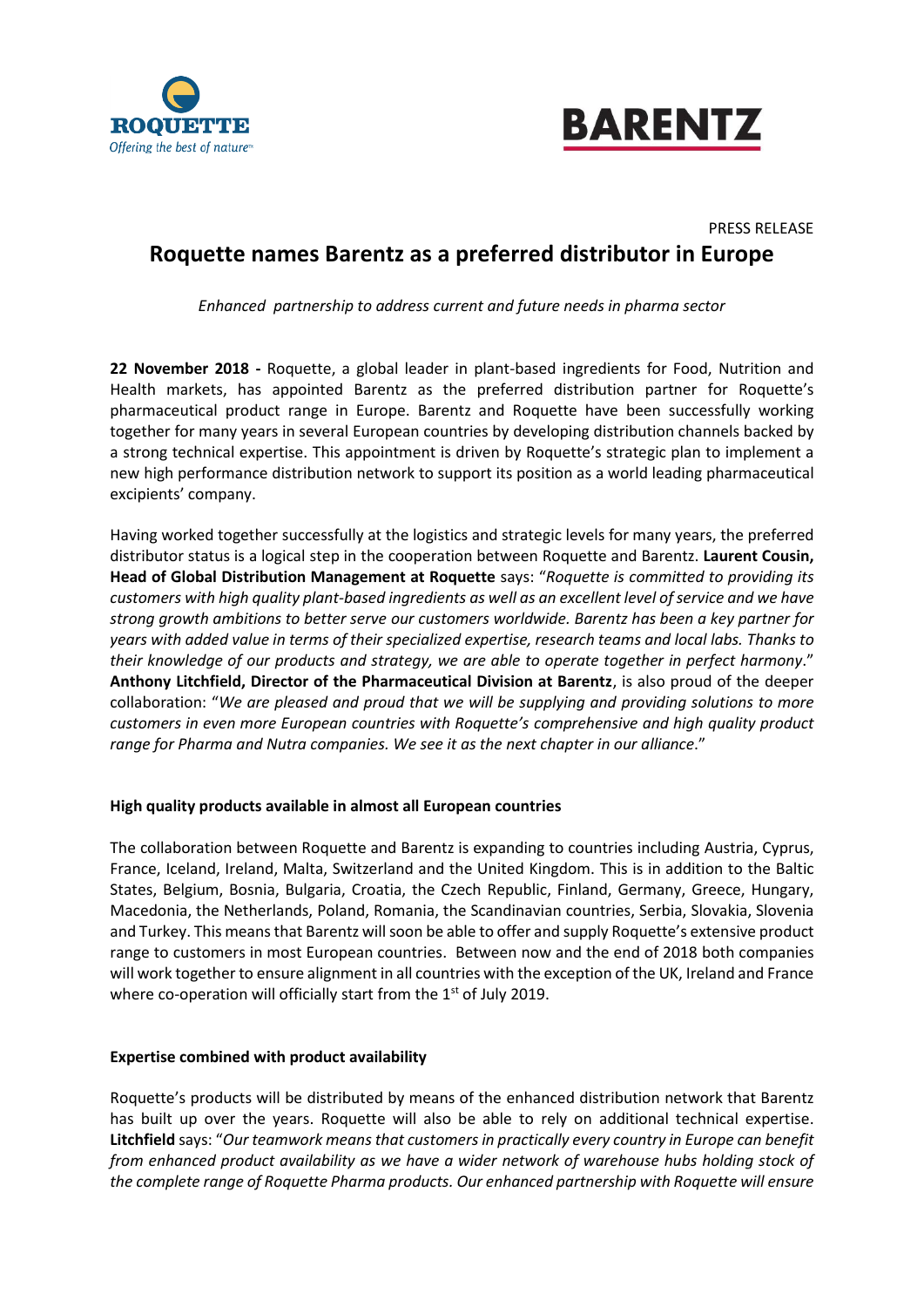ROQUETTE
*Offering the best of nature*

BARENTZ

PRESS RELEASE

# Roquette names Barentz as a preferred distributor in Europe

*Enhanced partnership to address current and future needs in pharma sector*

**22 November 2018 -** Roquette, a global leader in plant-based ingredients for Food, Nutrition and Health markets, has appointed Barentz as the preferred distribution partner for Roquette's pharmaceutical product range in Europe. Barentz and Roquette have been successfully working together for many years in several European countries by developing distribution channels backed by a strong technical expertise. This appointment is driven by Roquette's strategic plan to implement a new high performance distribution network to support its position as a world leading pharmaceutical excipients' company.

Having worked together successfully at the logistics and strategic levels for many years, the preferred distributor status is a logical step in the cooperation between Roquette and Barentz. **Laurent Cousin, Head of Global Distribution Management at Roquette** says: "*Roquette is committed to providing its customers with high quality plant-based ingredients as well as an excellent level of service and we have strong growth ambitions to better serve our customers worldwide. Barentz has been a key partner for years with added value in terms of their specialized expertise, research teams and local labs. Thanks to their knowledge of our products and strategy, we are able to operate together in perfect harmony*." **Anthony Litchfield, Director of the Pharmaceutical Division at Barentz**, is also proud of the deeper collaboration: "*We are pleased and proud that we will be supplying and providing solutions to more customers in even more European countries with Roquette's comprehensive and high quality product range for Pharma and Nutra companies. We see it as the next chapter in our alliance*."

## High quality products available in almost all European countries

The collaboration between Roquette and Barentz is expanding to countries including Austria, Cyprus, France, Iceland, Ireland, Malta, Switzerland and the United Kingdom. This is in addition to the Baltic States, Belgium, Bosnia, Bulgaria, Croatia, the Czech Republic, Finland, Germany, Greece, Hungary, Macedonia, the Netherlands, Poland, Romania, the Scandinavian countries, Serbia, Slovakia, Slovenia and Turkey. This means that Barentz will soon be able to offer and supply Roquette's extensive product range to customers in most European countries. Between now and the end of 2018 both companies will work together to ensure alignment in all countries with the exception of the UK, Ireland and France where co-operation will officially start from the 1st of July 2019.

## Expertise combined with product availability

Roquette's products will be distributed by means of the enhanced distribution network that Barentz has built up over the years. Roquette will also be able to rely on additional technical expertise. **Litchfield** says: "*Our teamwork means that customers in practically every country in Europe can benefit from enhanced product availability as we have a wider network of warehouse hubs holding stock of the complete range of Roquette Pharma products. Our enhanced partnership with Roquette will ensure*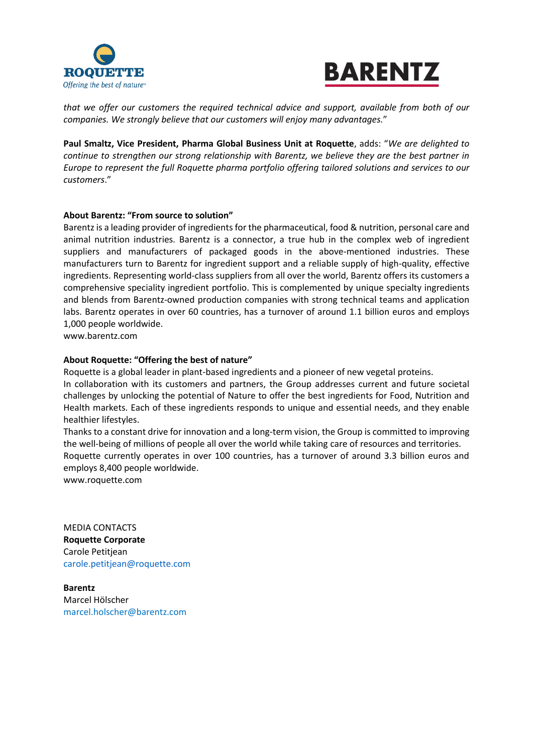*that we offer our customers the required technical advice and support, available from both of our companies. We strongly believe that our customers will enjoy many advantages.*"

**Paul Smaltz, Vice President, Pharma Global Business Unit at Roquette**, adds: "*We are delighted to continue to strengthen our strong relationship with Barentz, we believe they are the best partner in Europe to represent the full Roquette pharma portfolio offering tailored solutions and services to our customers*."

**About Barentz: "From source to solution"**

Barentz is a leading provider of ingredients for the pharmaceutical, food & nutrition, personal care and animal nutrition industries. Barentz is a connector, a true hub in the complex web of ingredient suppliers and manufacturers of packaged goods in the above-mentioned industries. These manufacturers turn to Barentz for ingredient support and a reliable supply of high-quality, effective ingredients. Representing world-class suppliers from all over the world, Barentz offers its customers a comprehensive speciality ingredient portfolio. This is complemented by unique specialty ingredients and blends from Barentz-owned production companies with strong technical teams and application labs. Barentz operates in over 60 countries, has a turnover of around 1.1 billion euros and employs 1,000 people worldwide.
www.barentz.com

**About Roquette: "Offering the best of nature"**

Roquette is a global leader in plant-based ingredients and a pioneer of new vegetal proteins.
In collaboration with its customers and partners, the Group addresses current and future societal challenges by unlocking the potential of Nature to offer the best ingredients for Food, Nutrition and Health markets. Each of these ingredients responds to unique and essential needs, and they enable healthier lifestyles.
Thanks to a constant drive for innovation and a long-term vision, the Group is committed to improving the well-being of millions of people all over the world while taking care of resources and territories.
Roquette currently operates in over 100 countries, has a turnover of around 3.3 billion euros and employs 8,400 people worldwide.
www.roquette.com

MEDIA CONTACTS
**Roquette Corporate**
Carole Petitjean
carole.petitjean@roquette.com

**Barentz**
Marcel Hölscher
marcel.holscher@barentz.com